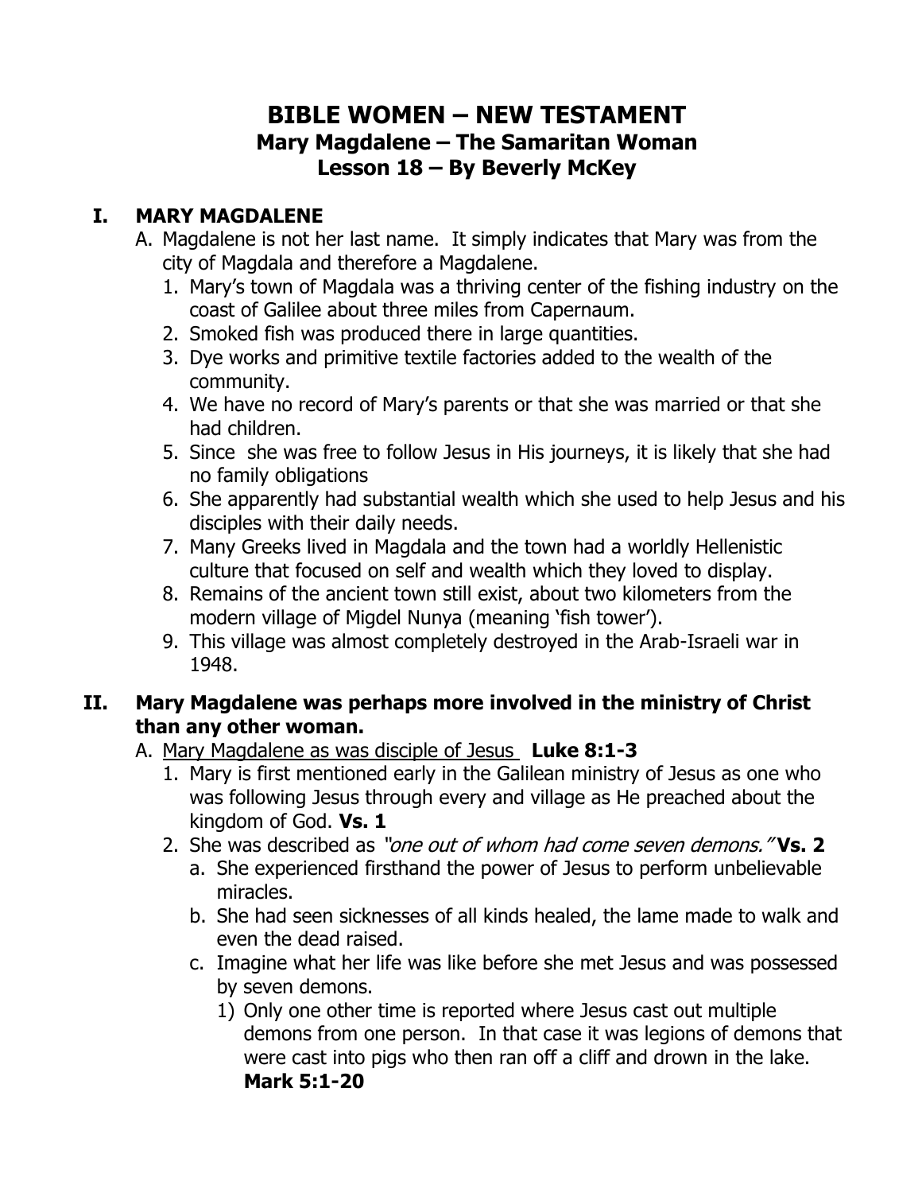# BIBLE WOMEN – NEW TESTAMENT
## Mary Magdalene – The Samaritan Woman
## Lesson 18 – By Beverly McKey

## I. MARY MAGDALENE

A. Magdalene is not her last name. It simply indicates that Mary was from the city of Magdala and therefore a Magdalene.

1. Mary's town of Magdala was a thriving center of the fishing industry on the coast of Galilee about three miles from Capernaum.
2. Smoked fish was produced there in large quantities.
3. Dye works and primitive textile factories added to the wealth of the community.
4. We have no record of Mary's parents or that she was married or that she had children.
5. Since she was free to follow Jesus in His journeys, it is likely that she had no family obligations
6. She apparently had substantial wealth which she used to help Jesus and his disciples with their daily needs.
7. Many Greeks lived in Magdala and the town had a worldly Hellenistic culture that focused on self and wealth which they loved to display.
8. Remains of the ancient town still exist, about two kilometers from the modern village of Migdel Nunya (meaning 'fish tower').
9. This village was almost completely destroyed in the Arab-Israeli war in 1948.

## II. Mary Magdalene was perhaps more involved in the ministry of Christ than any other woman.

A. <u>Mary Magdalene as was disciple of Jesus</u> **Luke 8:1-3**

1. Mary is first mentioned early in the Galilean ministry of Jesus as one who was following Jesus through every and village as He preached about the kingdom of God. **Vs. 1**
2. She was described as *"one out of whom had come seven demons."* **Vs. 2**
   a. She experienced firsthand the power of Jesus to perform unbelievable miracles.
   b. She had seen sicknesses of all kinds healed, the lame made to walk and even the dead raised.
   c. Imagine what her life was like before she met Jesus and was possessed by seven demons.
      1) Only one other time is reported where Jesus cast out multiple demons from one person. In that case it was legions of demons that were cast into pigs who then ran off a cliff and drown in the lake. **Mark 5:1-20**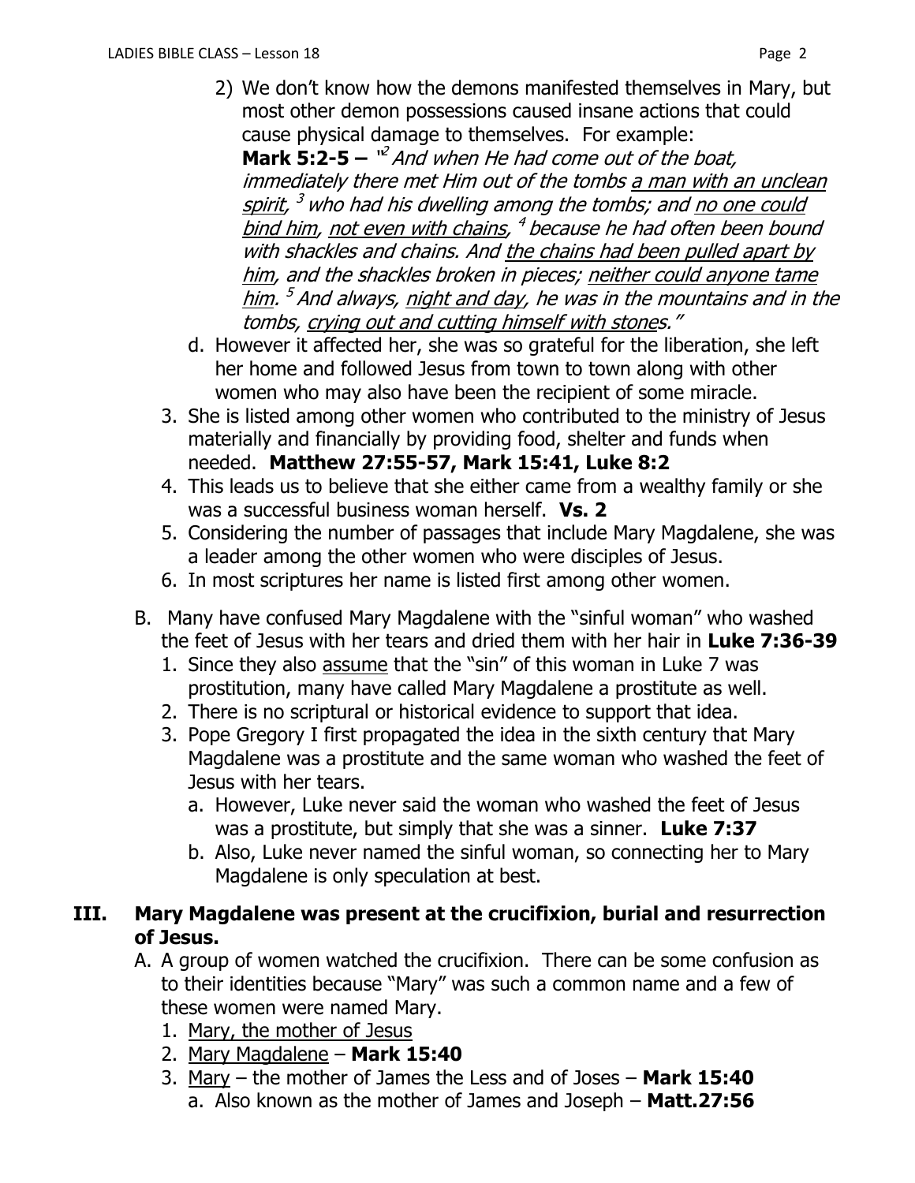2) We don't know how the demons manifested themselves in Mary, but most other demon possessions caused insane actions that could cause physical damage to themselves. For example:
   **Mark 5:2-5 –** "[2] *And when He had come out of the boat, immediately there met Him out of the tombs* <u>*a man with an unclean spirit*</u>*,* [3] *who had his dwelling among the tombs; and* <u>*no one could bind him*</u>*,* <u>*not even with chains*</u>*,* [4] *because he had often been bound with shackles and chains. And* <u>*the chains had been pulled apart by him*</u>*, and the shackles broken in pieces;* <u>*neither could anyone tame him*</u>*.* [5] *And always,* <u>*night and day*</u>*, he was in the mountains and in the tombs,* <u>*crying out and cutting himself with stones*</u>*."*

d. However it affected her, she was so grateful for the liberation, she left her home and followed Jesus from town to town along with other women who may also have been the recipient of some miracle.

3. She is listed among other women who contributed to the ministry of Jesus materially and financially by providing food, shelter and funds when needed. **Matthew 27:55-57, Mark 15:41, Luke 8:2**
4. This leads us to believe that she either came from a wealthy family or she was a successful business woman herself. **Vs. 2**
5. Considering the number of passages that include Mary Magdalene, she was a leader among the other women who were disciples of Jesus.
6. In most scriptures her name is listed first among other women.

B. Many have confused Mary Magdalene with the "sinful woman" who washed the feet of Jesus with her tears and dried them with her hair in **Luke 7:36-39**
   1. Since they also <u>assume</u> that the "sin" of this woman in Luke 7 was prostitution, many have called Mary Magdalene a prostitute as well.
   2. There is no scriptural or historical evidence to support that idea.
   3. Pope Gregory I first propagated the idea in the sixth century that Mary Magdalene was a prostitute and the same woman who washed the feet of Jesus with her tears.
      a. However, Luke never said the woman who washed the feet of Jesus was a prostitute, but simply that she was a sinner. **Luke 7:37**
      b. Also, Luke never named the sinful woman, so connecting her to Mary Magdalene is only speculation at best.

## III. Mary Magdalene was present at the crucifixion, burial and resurrection of Jesus.

A. A group of women watched the crucifixion. There can be some confusion as to their identities because "Mary" was such a common name and a few of these women were named Mary.
   1. <u>Mary, the mother of Jesus</u>
   2. <u>Mary Magdalene</u> – **Mark 15:40**
   3. <u>Mary</u> – the mother of James the Less and of Joses – **Mark 15:40**
      a. Also known as the mother of James and Joseph – **Matt.27:56**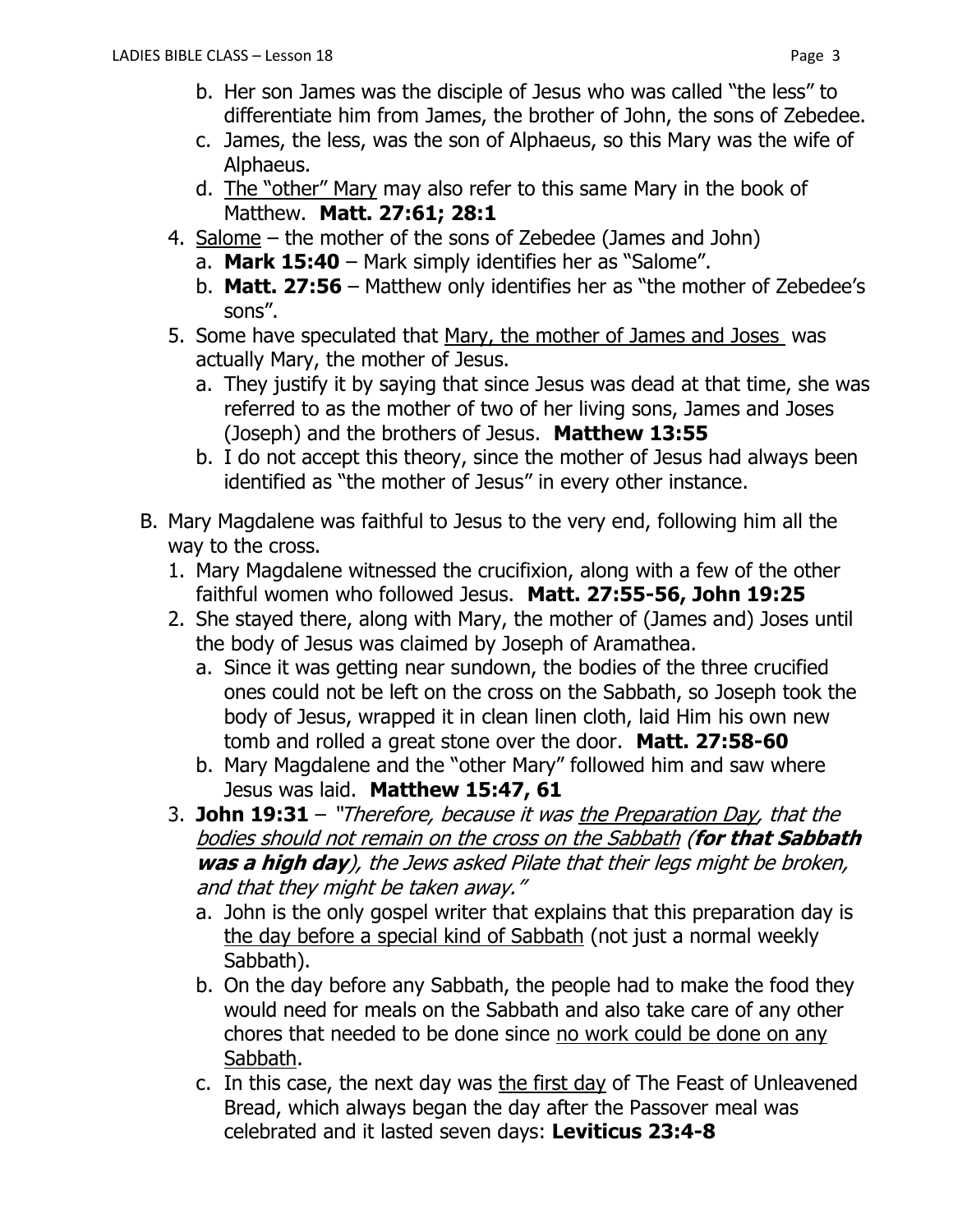b. Her son James was the disciple of Jesus who was called "the less" to differentiate him from James, the brother of John, the sons of Zebedee.
   c. James, the less, was the son of Alphaeus, so this Mary was the wife of Alphaeus.
   d. <u>The "other" Mary</u> may also refer to this same Mary in the book of Matthew. **Matt. 27:61; 28:1**

4. <u>Salome</u> – the mother of the sons of Zebedee (James and John)
   a. **Mark 15:40** – Mark simply identifies her as "Salome".
   b. **Matt. 27:56** – Matthew only identifies her as "the mother of Zebedee's sons".
5. Some have speculated that <u>Mary, the mother of James and Joses</u> was actually Mary, the mother of Jesus.
   a. They justify it by saying that since Jesus was dead at that time, she was referred to as the mother of two of her living sons, James and Joses (Joseph) and the brothers of Jesus. **Matthew 13:55**
   b. I do not accept this theory, since the mother of Jesus had always been identified as "the mother of Jesus" in every other instance.

B. Mary Magdalene was faithful to Jesus to the very end, following him all the way to the cross.
   1. Mary Magdalene witnessed the crucifixion, along with a few of the other faithful women who followed Jesus. **Matt. 27:55-56, John 19:25**
   2. She stayed there, along with Mary, the mother of (James and) Joses until the body of Jesus was claimed by Joseph of Aramathea.
      a. Since it was getting near sundown, the bodies of the three crucified ones could not be left on the cross on the Sabbath, so Joseph took the body of Jesus, wrapped it in clean linen cloth, laid Him his own new tomb and rolled a great stone over the door. **Matt. 27:58-60**
      b. Mary Magdalene and the "other Mary" followed him and saw where Jesus was laid. **Matthew 15:47, 61**
   3. **John 19:31** – *"Therefore, because it was <u>the Preparation Day</u>, that the <u>bodies should not remain on the cross on the Sabbath</u> (**for that Sabbath was a high day**), the Jews asked Pilate that their legs might be broken, and that they might be taken away."*
      a. John is the only gospel writer that explains that this preparation day is <u>the day before a special kind of Sabbath</u> (not just a normal weekly Sabbath).
      b. On the day before any Sabbath, the people had to make the food they would need for meals on the Sabbath and also take care of any other chores that needed to be done since <u>no work could be done on any Sabbath</u>.
      c. In this case, the next day was <u>the first day</u> of The Feast of Unleavened Bread, which always began the day after the Passover meal was celebrated and it lasted seven days: **Leviticus 23:4-8**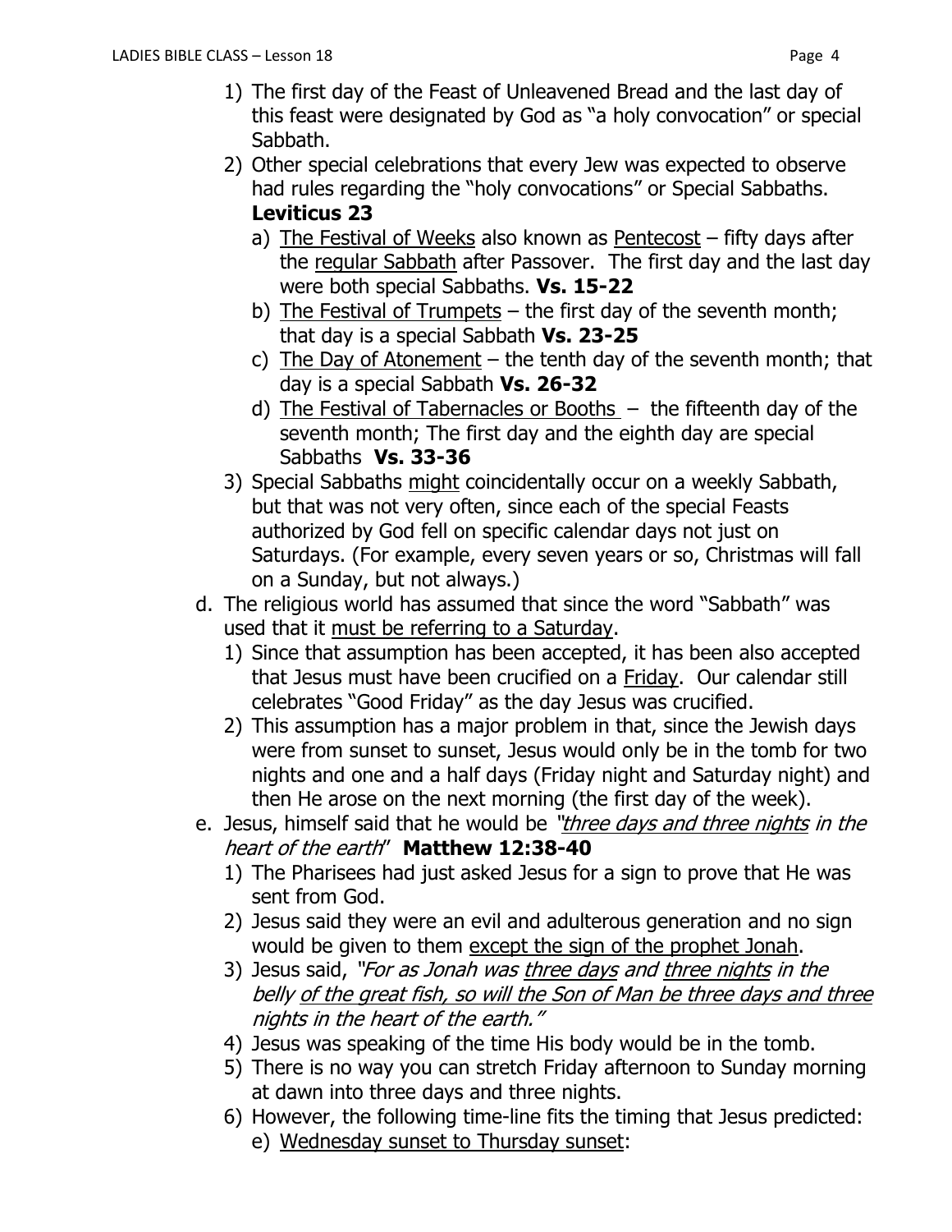1) The first day of the Feast of Unleavened Bread and the last day of this feast were designated by God as "a holy convocation" or special Sabbath.
2) Other special celebrations that every Jew was expected to observe had rules regarding the "holy convocations" or Special Sabbaths. **Leviticus 23**
   a) The Festival of Weeks also known as Pentecost – fifty days after the regular Sabbath after Passover. The first day and the last day were both special Sabbaths. **Vs. 15-22**
   b) The Festival of Trumpets – the first day of the seventh month; that day is a special Sabbath **Vs. 23-25**
   c) The Day of Atonement – the tenth day of the seventh month; that day is a special Sabbath **Vs. 26-32**
   d) The Festival of Tabernacles or Booths – the fifteenth day of the seventh month; The first day and the eighth day are special Sabbaths **Vs. 33-36**
3) Special Sabbaths might coincidentally occur on a weekly Sabbath, but that was not very often, since each of the special Feasts authorized by God fell on specific calendar days not just on Saturdays. (For example, every seven years or so, Christmas will fall on a Sunday, but not always.)

d. The religious world has assumed that since the word "Sabbath" was used that it must be referring to a Saturday.
   1) Since that assumption has been accepted, it has been also accepted that Jesus must have been crucified on a Friday. Our calendar still celebrates "Good Friday" as the day Jesus was crucified.
   2) This assumption has a major problem in that, since the Jewish days were from sunset to sunset, Jesus would only be in the tomb for two nights and one and a half days (Friday night and Saturday night) and then He arose on the next morning (the first day of the week).

e. Jesus, himself said that he would be *"three days and three nights in the heart of the earth"* **Matthew 12:38-40**
   1) The Pharisees had just asked Jesus for a sign to prove that He was sent from God.
   2) Jesus said they were an evil and adulterous generation and no sign would be given to them except the sign of the prophet Jonah.
   3) Jesus said, *"For as Jonah was three days and three nights in the belly of the great fish, so will the Son of Man be three days and three nights in the heart of the earth."*
   4) Jesus was speaking of the time His body would be in the tomb.
   5) There is no way you can stretch Friday afternoon to Sunday morning at dawn into three days and three nights.
   6) However, the following time-line fits the timing that Jesus predicted:
      e) Wednesday sunset to Thursday sunset: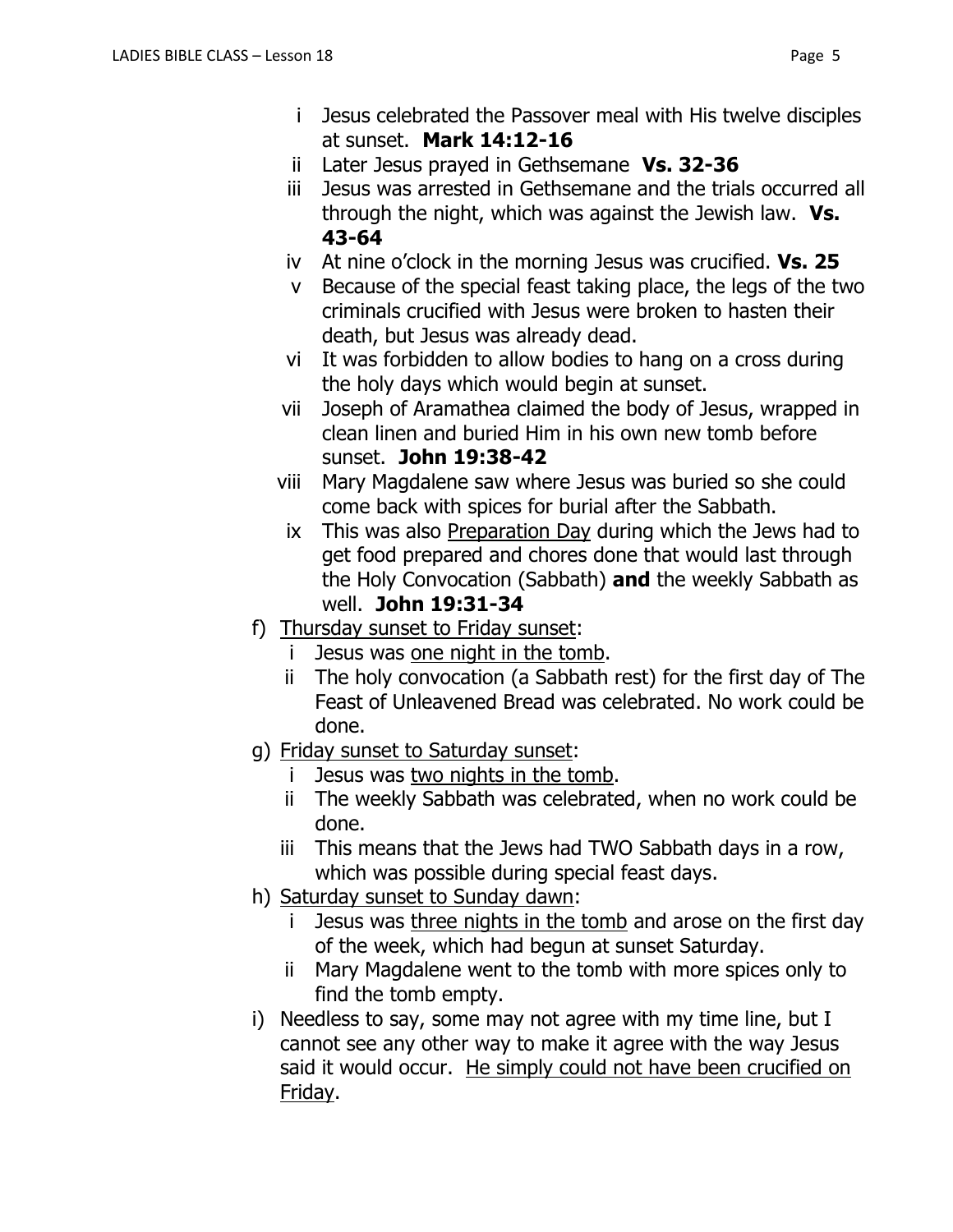- i Jesus celebrated the Passover meal with His twelve disciples at sunset. **Mark 14:12-16**
- ii Later Jesus prayed in Gethsemane **Vs. 32-36**
- iii Jesus was arrested in Gethsemane and the trials occurred all through the night, which was against the Jewish law. **Vs. 43-64**
- iv At nine o'clock in the morning Jesus was crucified. **Vs. 25**
- v Because of the special feast taking place, the legs of the two criminals crucified with Jesus were broken to hasten their death, but Jesus was already dead.
- vi It was forbidden to allow bodies to hang on a cross during the holy days which would begin at sunset.
- vii Joseph of Aramathea claimed the body of Jesus, wrapped in clean linen and buried Him in his own new tomb before sunset. **John 19:38-42**
- viii Mary Magdalene saw where Jesus was buried so she could come back with spices for burial after the Sabbath.
- ix This was also <u>Preparation Day</u> during which the Jews had to get food prepared and chores done that would last through the Holy Convocation (Sabbath) **and** the weekly Sabbath as well. **John 19:31-34**

f) <u>Thursday sunset to Friday sunset</u>:
- i Jesus was <u>one night in the tomb</u>.
- ii The holy convocation (a Sabbath rest) for the first day of The Feast of Unleavened Bread was celebrated. No work could be done.

g) <u>Friday sunset to Saturday sunset</u>:
- i Jesus was <u>two nights in the tomb</u>.
- ii The weekly Sabbath was celebrated, when no work could be done.
- iii This means that the Jews had TWO Sabbath days in a row, which was possible during special feast days.

h) <u>Saturday sunset to Sunday dawn</u>:
- i Jesus was <u>three nights in the tomb</u> and arose on the first day of the week, which had begun at sunset Saturday.
- ii Mary Magdalene went to the tomb with more spices only to find the tomb empty.

i) Needless to say, some may not agree with my time line, but I cannot see any other way to make it agree with the way Jesus said it would occur. <u>He simply could not have been crucified on Friday</u>.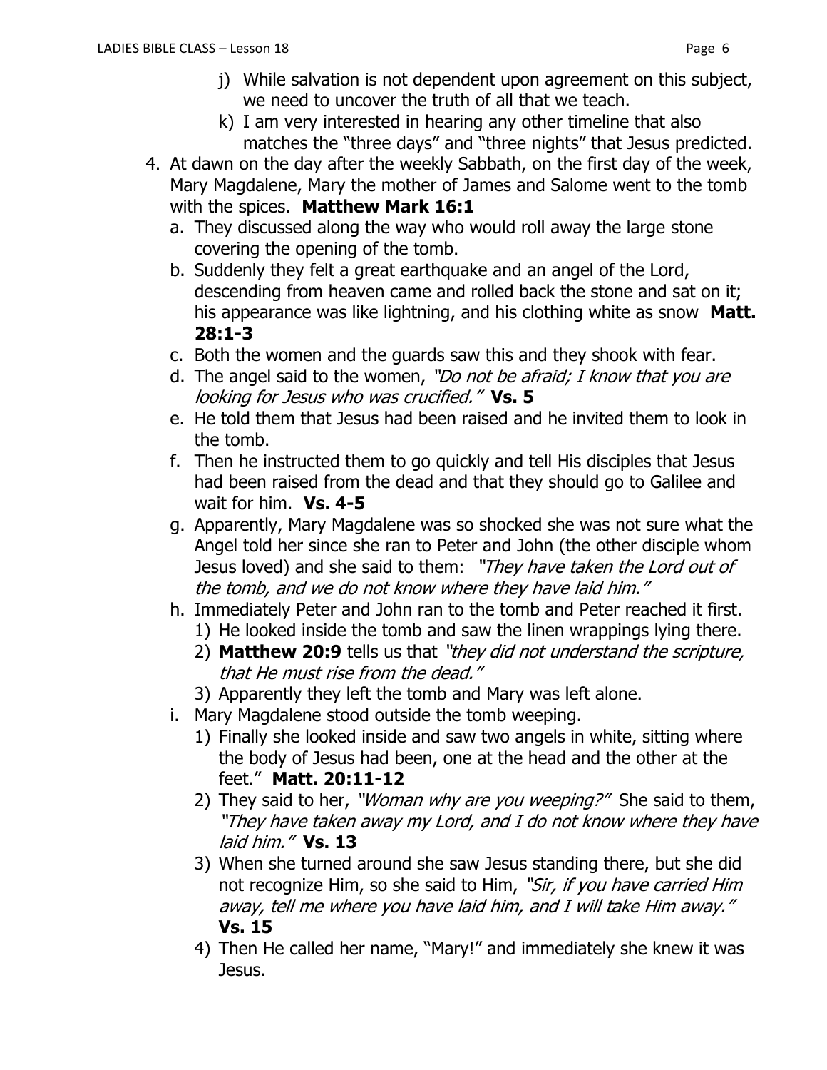j) While salvation is not dependent upon agreement on this subject, we need to uncover the truth of all that we teach.

k) I am very interested in hearing any other timeline that also matches the "three days" and "three nights" that Jesus predicted.

4. At dawn on the day after the weekly Sabbath, on the first day of the week, Mary Magdalene, Mary the mother of James and Salome went to the tomb with the spices. **Matthew Mark 16:1**
   a. They discussed along the way who would roll away the large stone covering the opening of the tomb.
   b. Suddenly they felt a great earthquake and an angel of the Lord, descending from heaven came and rolled back the stone and sat on it; his appearance was like lightning, and his clothing white as snow **Matt. 28:1-3**
   c. Both the women and the guards saw this and they shook with fear.
   d. The angel said to the women, *"Do not be afraid; I know that you are looking for Jesus who was crucified."* **Vs. 5**
   e. He told them that Jesus had been raised and he invited them to look in the tomb.
   f. Then he instructed them to go quickly and tell His disciples that Jesus had been raised from the dead and that they should go to Galilee and wait for him. **Vs. 4-5**
   g. Apparently, Mary Magdalene was so shocked she was not sure what the Angel told her since she ran to Peter and John (the other disciple whom Jesus loved) and she said to them: *"They have taken the Lord out of the tomb, and we do not know where they have laid him."*
   h. Immediately Peter and John ran to the tomb and Peter reached it first.
      1) He looked inside the tomb and saw the linen wrappings lying there.
      2) **Matthew 20:9** tells us that *"they did not understand the scripture, that He must rise from the dead."*
      3) Apparently they left the tomb and Mary was left alone.
   i. Mary Magdalene stood outside the tomb weeping.
      1) Finally she looked inside and saw two angels in white, sitting where the body of Jesus had been, one at the head and the other at the feet." **Matt. 20:11-12**
      2) They said to her, *"Woman why are you weeping?"* She said to them, *"They have taken away my Lord, and I do not know where they have laid him."* **Vs. 13**
      3) When she turned around she saw Jesus standing there, but she did not recognize Him, so she said to Him, *"Sir, if you have carried Him away, tell me where you have laid him, and I will take Him away."* **Vs. 15**
      4) Then He called her name, "Mary!" and immediately she knew it was Jesus.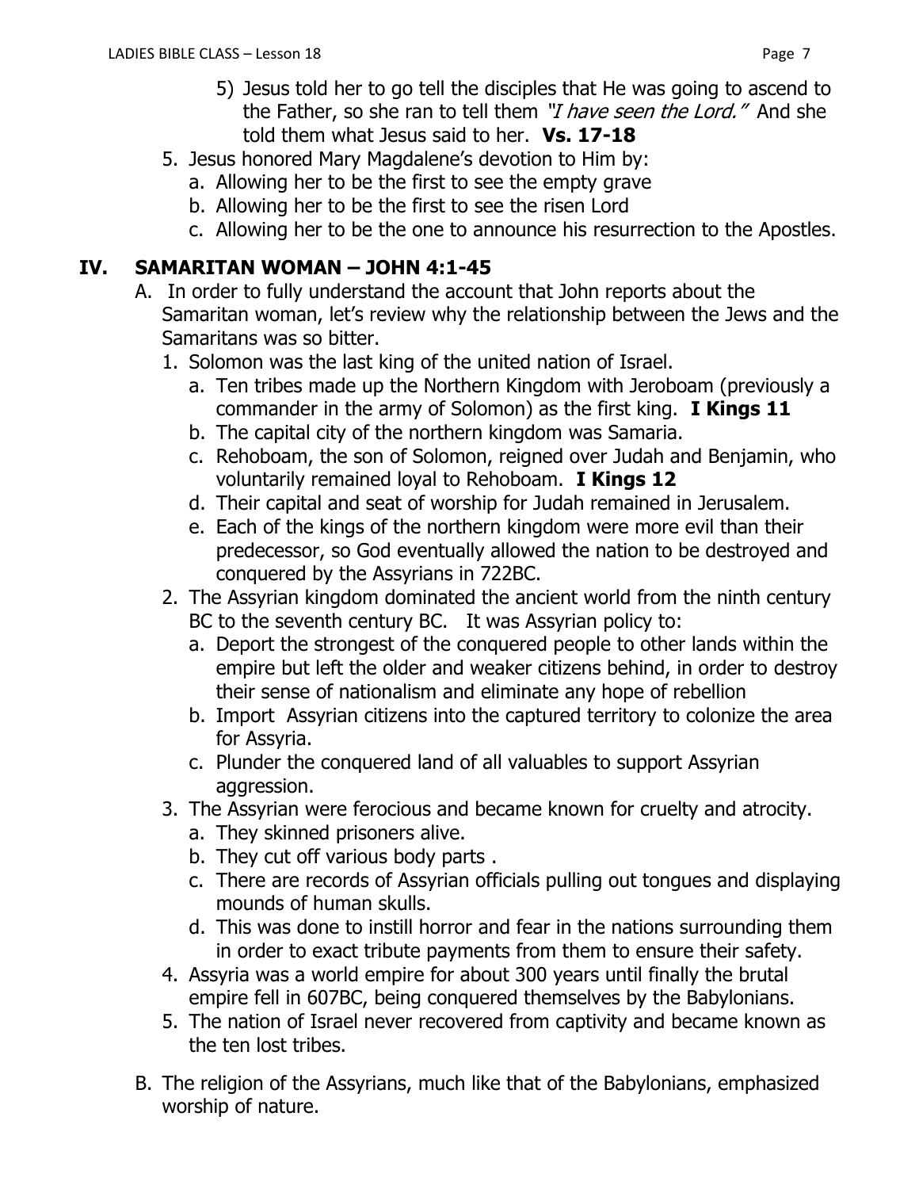5) Jesus told her to go tell the disciples that He was going to ascend to the Father, so she ran to tell them *"I have seen the Lord."* And she told them what Jesus said to her. **Vs. 17-18**

5. Jesus honored Mary Magdalene's devotion to Him by:
   a. Allowing her to be the first to see the empty grave
   b. Allowing her to be the first to see the risen Lord
   c. Allowing her to be the one to announce his resurrection to the Apostles.

## IV. SAMARITAN WOMAN – JOHN 4:1-45

A. In order to fully understand the account that John reports about the Samaritan woman, let's review why the relationship between the Jews and the Samaritans was so bitter.

1. Solomon was the last king of the united nation of Israel.
   a. Ten tribes made up the Northern Kingdom with Jeroboam (previously a commander in the army of Solomon) as the first king. **I Kings 11**
   b. The capital city of the northern kingdom was Samaria.
   c. Rehoboam, the son of Solomon, reigned over Judah and Benjamin, who voluntarily remained loyal to Rehoboam. **I Kings 12**
   d. Their capital and seat of worship for Judah remained in Jerusalem.
   e. Each of the kings of the northern kingdom were more evil than their predecessor, so God eventually allowed the nation to be destroyed and conquered by the Assyrians in 722BC.
2. The Assyrian kingdom dominated the ancient world from the ninth century BC to the seventh century BC. It was Assyrian policy to:
   a. Deport the strongest of the conquered people to other lands within the empire but left the older and weaker citizens behind, in order to destroy their sense of nationalism and eliminate any hope of rebellion
   b. Import Assyrian citizens into the captured territory to colonize the area for Assyria.
   c. Plunder the conquered land of all valuables to support Assyrian aggression.
3. The Assyrian were ferocious and became known for cruelty and atrocity.
   a. They skinned prisoners alive.
   b. They cut off various body parts .
   c. There are records of Assyrian officials pulling out tongues and displaying mounds of human skulls.
   d. This was done to instill horror and fear in the nations surrounding them in order to exact tribute payments from them to ensure their safety.
4. Assyria was a world empire for about 300 years until finally the brutal empire fell in 607BC, being conquered themselves by the Babylonians.
5. The nation of Israel never recovered from captivity and became known as the ten lost tribes.

B. The religion of the Assyrians, much like that of the Babylonians, emphasized worship of nature.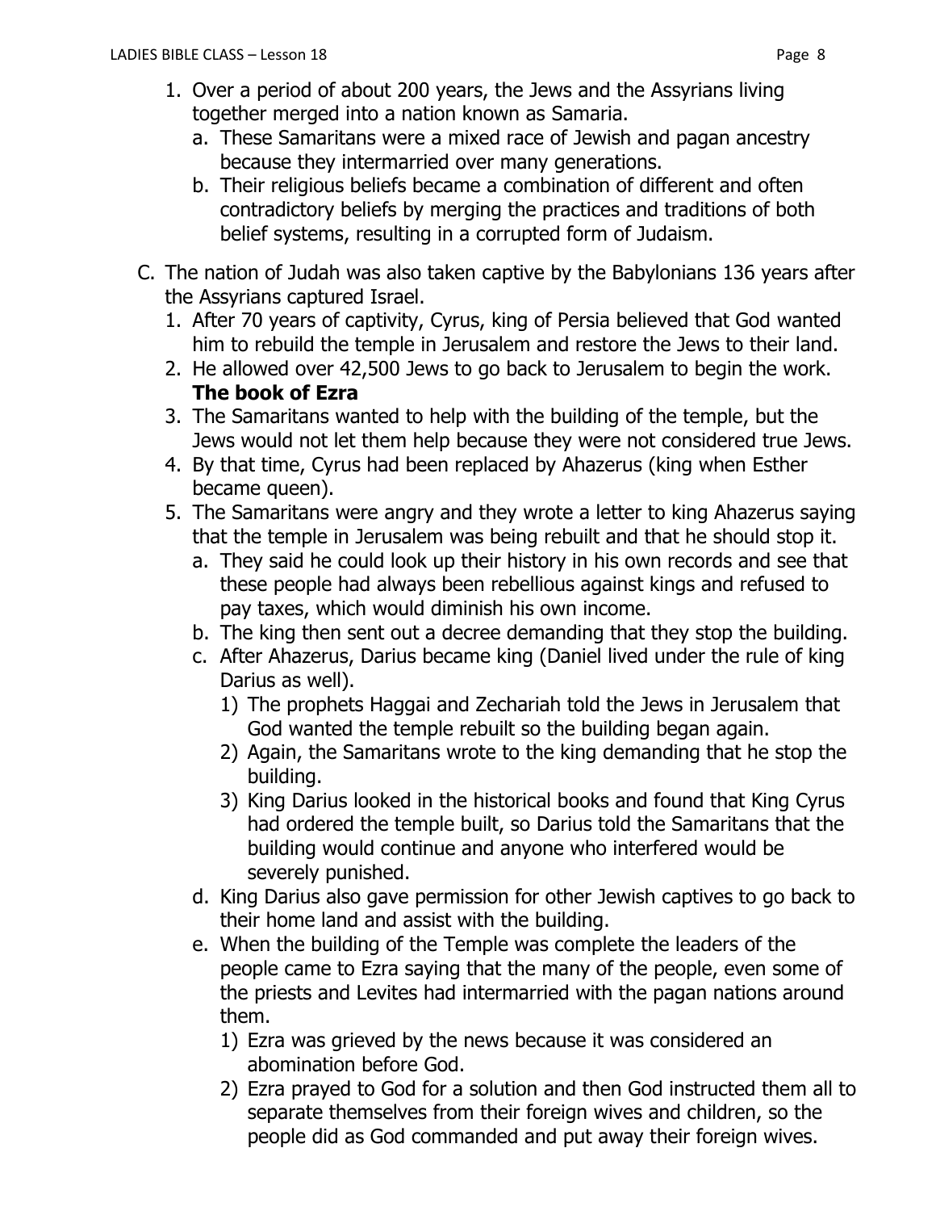1. Over a period of about 200 years, the Jews and the Assyrians living together merged into a nation known as Samaria.
   a. These Samaritans were a mixed race of Jewish and pagan ancestry because they intermarried over many generations.
   b. Their religious beliefs became a combination of different and often contradictory beliefs by merging the practices and traditions of both belief systems, resulting in a corrupted form of Judaism.

C. The nation of Judah was also taken captive by the Babylonians 136 years after the Assyrians captured Israel.
   1. After 70 years of captivity, Cyrus, king of Persia believed that God wanted him to rebuild the temple in Jerusalem and restore the Jews to their land.
   2. He allowed over 42,500 Jews to go back to Jerusalem to begin the work. **The book of Ezra**
   3. The Samaritans wanted to help with the building of the temple, but the Jews would not let them help because they were not considered true Jews.
   4. By that time, Cyrus had been replaced by Ahazerus (king when Esther became queen).
   5. The Samaritans were angry and they wrote a letter to king Ahazerus saying that the temple in Jerusalem was being rebuilt and that he should stop it.
      a. They said he could look up their history in his own records and see that these people had always been rebellious against kings and refused to pay taxes, which would diminish his own income.
      b. The king then sent out a decree demanding that they stop the building.
      c. After Ahazerus, Darius became king (Daniel lived under the rule of king Darius as well).
         1) The prophets Haggai and Zechariah told the Jews in Jerusalem that God wanted the temple rebuilt so the building began again.
         2) Again, the Samaritans wrote to the king demanding that he stop the building.
         3) King Darius looked in the historical books and found that King Cyrus had ordered the temple built, so Darius told the Samaritans that the building would continue and anyone who interfered would be severely punished.
      d. King Darius also gave permission for other Jewish captives to go back to their home land and assist with the building.
      e. When the building of the Temple was complete the leaders of the people came to Ezra saying that the many of the people, even some of the priests and Levites had intermarried with the pagan nations around them.
         1) Ezra was grieved by the news because it was considered an abomination before God.
         2) Ezra prayed to God for a solution and then God instructed them all to separate themselves from their foreign wives and children, so the people did as God commanded and put away their foreign wives.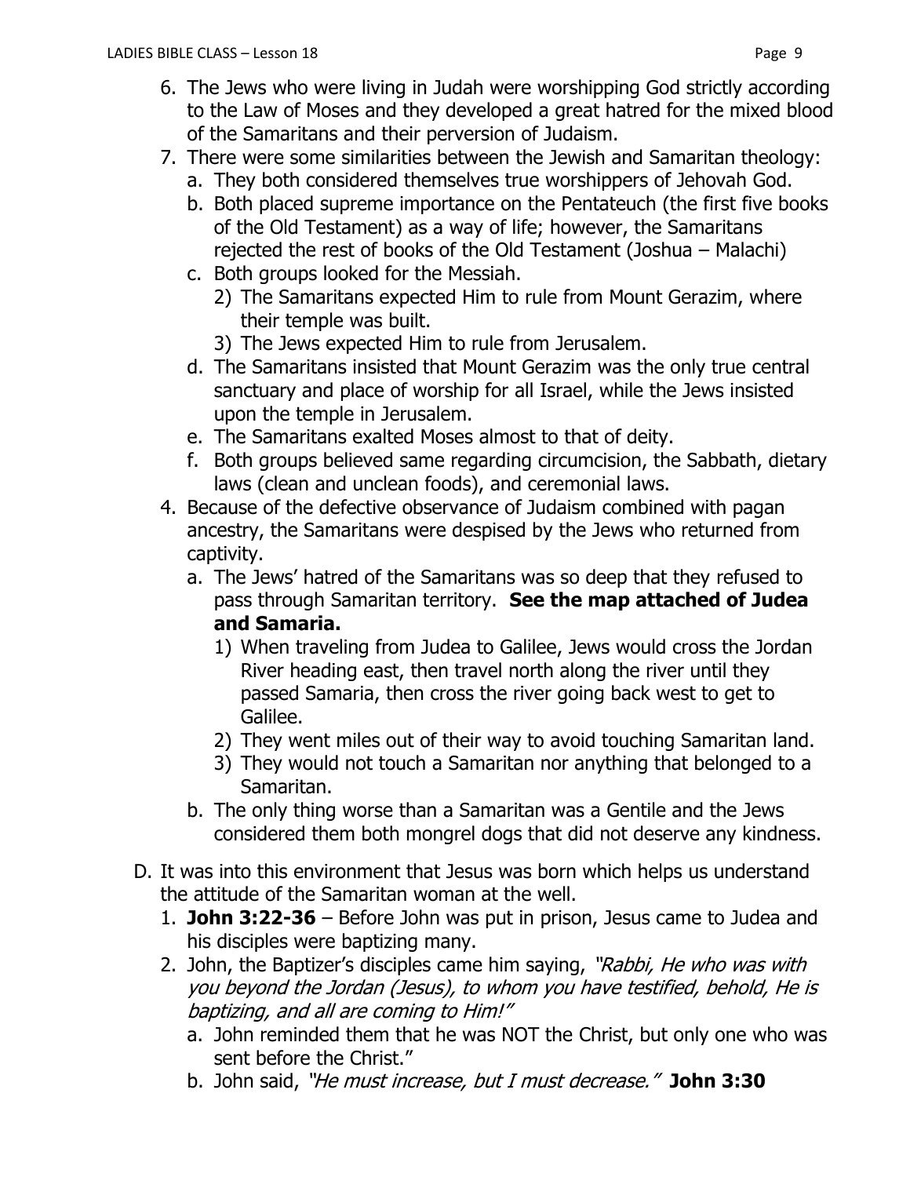6. The Jews who were living in Judah were worshipping God strictly according to the Law of Moses and they developed a great hatred for the mixed blood of the Samaritans and their perversion of Judaism.
7. There were some similarities between the Jewish and Samaritan theology:
   a. They both considered themselves true worshippers of Jehovah God.
   b. Both placed supreme importance on the Pentateuch (the first five books of the Old Testament) as a way of life; however, the Samaritans rejected the rest of books of the Old Testament (Joshua – Malachi)
   c. Both groups looked for the Messiah.
      2) The Samaritans expected Him to rule from Mount Gerazim, where their temple was built.
      3) The Jews expected Him to rule from Jerusalem.
   d. The Samaritans insisted that Mount Gerazim was the only true central sanctuary and place of worship for all Israel, while the Jews insisted upon the temple in Jerusalem.
   e. The Samaritans exalted Moses almost to that of deity.
   f. Both groups believed same regarding circumcision, the Sabbath, dietary laws (clean and unclean foods), and ceremonial laws.
4. Because of the defective observance of Judaism combined with pagan ancestry, the Samaritans were despised by the Jews who returned from captivity.
   a. The Jews' hatred of the Samaritans was so deep that they refused to pass through Samaritan territory. **See the map attached of Judea and Samaria.**
      1) When traveling from Judea to Galilee, Jews would cross the Jordan River heading east, then travel north along the river until they passed Samaria, then cross the river going back west to get to Galilee.
      2) They went miles out of their way to avoid touching Samaritan land.
      3) They would not touch a Samaritan nor anything that belonged to a Samaritan.
   b. The only thing worse than a Samaritan was a Gentile and the Jews considered them both mongrel dogs that did not deserve any kindness.

D. It was into this environment that Jesus was born which helps us understand the attitude of the Samaritan woman at the well.
   1. **John 3:22-36** – Before John was put in prison, Jesus came to Judea and his disciples were baptizing many.
   2. John, the Baptizer's disciples came him saying, *"Rabbi, He who was with you beyond the Jordan (Jesus), to whom you have testified, behold, He is baptizing, and all are coming to Him!"*
      a. John reminded them that he was NOT the Christ, but only one who was sent before the Christ."
      b. John said, *"He must increase, but I must decrease."* **John 3:30**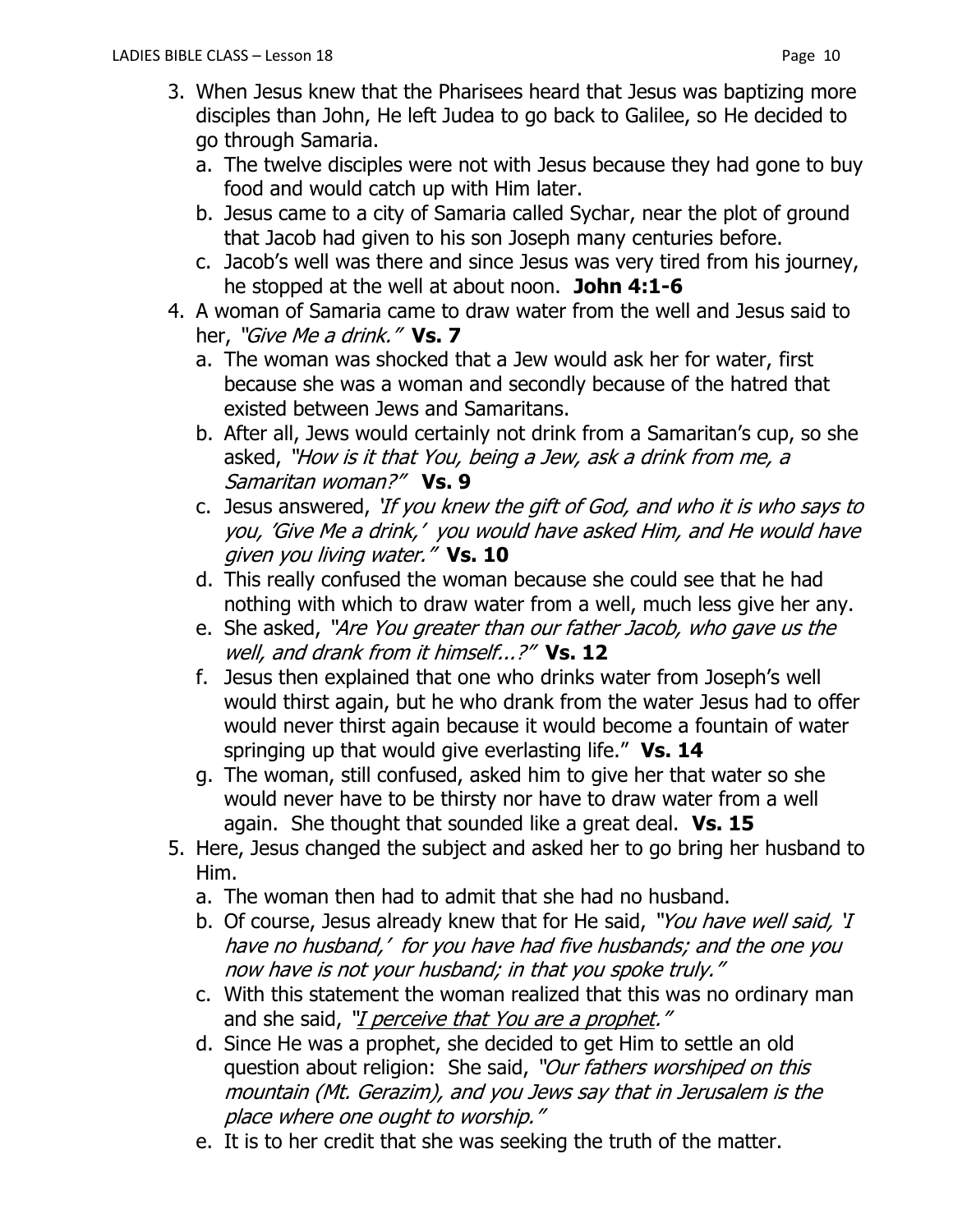3. When Jesus knew that the Pharisees heard that Jesus was baptizing more disciples than John, He left Judea to go back to Galilee, so He decided to go through Samaria.
   a. The twelve disciples were not with Jesus because they had gone to buy food and would catch up with Him later.
   b. Jesus came to a city of Samaria called Sychar, near the plot of ground that Jacob had given to his son Joseph many centuries before.
   c. Jacob's well was there and since Jesus was very tired from his journey, he stopped at the well at about noon. **John 4:1-6**
4. A woman of Samaria came to draw water from the well and Jesus said to her, *"Give Me a drink."* **Vs. 7**
   a. The woman was shocked that a Jew would ask her for water, first because she was a woman and secondly because of the hatred that existed between Jews and Samaritans.
   b. After all, Jews would certainly not drink from a Samaritan's cup, so she asked, *"How is it that You, being a Jew, ask a drink from me, a Samaritan woman?"* **Vs. 9**
   c. Jesus answered, *'If you knew the gift of God, and who it is who says to you, 'Give Me a drink,' you would have asked Him, and He would have given you living water."* **Vs. 10**
   d. This really confused the woman because she could see that he had nothing with which to draw water from a well, much less give her any.
   e. She asked, *"Are You greater than our father Jacob, who gave us the well, and drank from it himself...?"* **Vs. 12**
   f. Jesus then explained that one who drinks water from Joseph's well would thirst again, but he who drank from the water Jesus had to offer would never thirst again because it would become a fountain of water springing up that would give everlasting life." **Vs. 14**
   g. The woman, still confused, asked him to give her that water so she would never have to be thirsty nor have to draw water from a well again. She thought that sounded like a great deal. **Vs. 15**
5. Here, Jesus changed the subject and asked her to go bring her husband to Him.
   a. The woman then had to admit that she had no husband.
   b. Of course, Jesus already knew that for He said, *"You have well said, 'I have no husband,' for you have had five husbands; and the one you now have is not your husband; in that you spoke truly."*
   c. With this statement the woman realized that this was no ordinary man and she said, *"<u>I perceive that You are a prophet</u>."*
   d. Since He was a prophet, she decided to get Him to settle an old question about religion: She said, *"Our fathers worshiped on this mountain (Mt. Gerazim), and you Jews say that in Jerusalem is the place where one ought to worship."*
   e. It is to her credit that she was seeking the truth of the matter.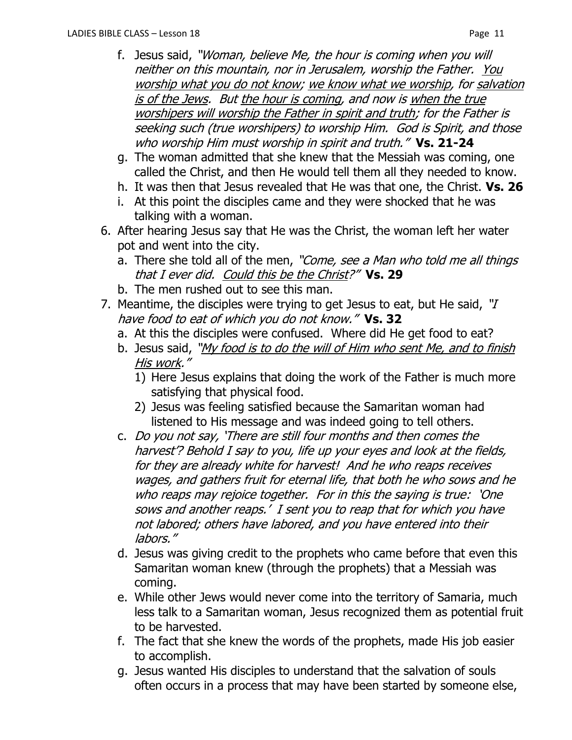f. Jesus said, *"Woman, believe Me, the hour is coming when you will neither on this mountain, nor in Jerusalem, worship the Father. <u>You worship what you do not know</u>; <u>we know what we worship</u>, for <u>salvation is of the Jews</u>. But <u>the hour is coming</u>, and now is <u>when the true worshipers will worship the Father in spirit and truth</u>; for the Father is seeking such (true worshipers) to worship Him. God is Spirit, and those who worship Him must worship in spirit and truth."* **Vs. 21-24**

g. The woman admitted that she knew that the Messiah was coming, one called the Christ, and then He would tell them all they needed to know.

h. It was then that Jesus revealed that He was that one, the Christ. **Vs. 26**

i. At this point the disciples came and they were shocked that he was talking with a woman.

6. After hearing Jesus say that He was the Christ, the woman left her water pot and went into the city.
   a. There she told all of the men, *"Come, see a Man who told me all things that I ever did. <u>Could this be the Christ</u>?"* **Vs. 29**
   b. The men rushed out to see this man.

7. Meantime, the disciples were trying to get Jesus to eat, but He said, *"I have food to eat of which you do not know."* **Vs. 32**
   a. At this the disciples were confused. Where did He get food to eat?
   b. Jesus said, *"<u>My food is to do the will of Him who sent Me, and to finish His work</u>."*
      1) Here Jesus explains that doing the work of the Father is much more satisfying that physical food.
      2) Jesus was feeling satisfied because the Samaritan woman had listened to His message and was indeed going to tell others.
   c. *Do you not say, 'There are still four months and then comes the harvest'? Behold I say to you, life up your eyes and look at the fields, for they are already white for harvest! And he who reaps receives wages, and gathers fruit for eternal life, that both he who sows and he who reaps may rejoice together. For in this the saying is true: 'One sows and another reaps.' I sent you to reap that for which you have not labored; others have labored, and you have entered into their labors."*
   d. Jesus was giving credit to the prophets who came before that even this Samaritan woman knew (through the prophets) that a Messiah was coming.
   e. While other Jews would never come into the territory of Samaria, much less talk to a Samaritan woman, Jesus recognized them as potential fruit to be harvested.
   f. The fact that she knew the words of the prophets, made His job easier to accomplish.
   g. Jesus wanted His disciples to understand that the salvation of souls often occurs in a process that may have been started by someone else,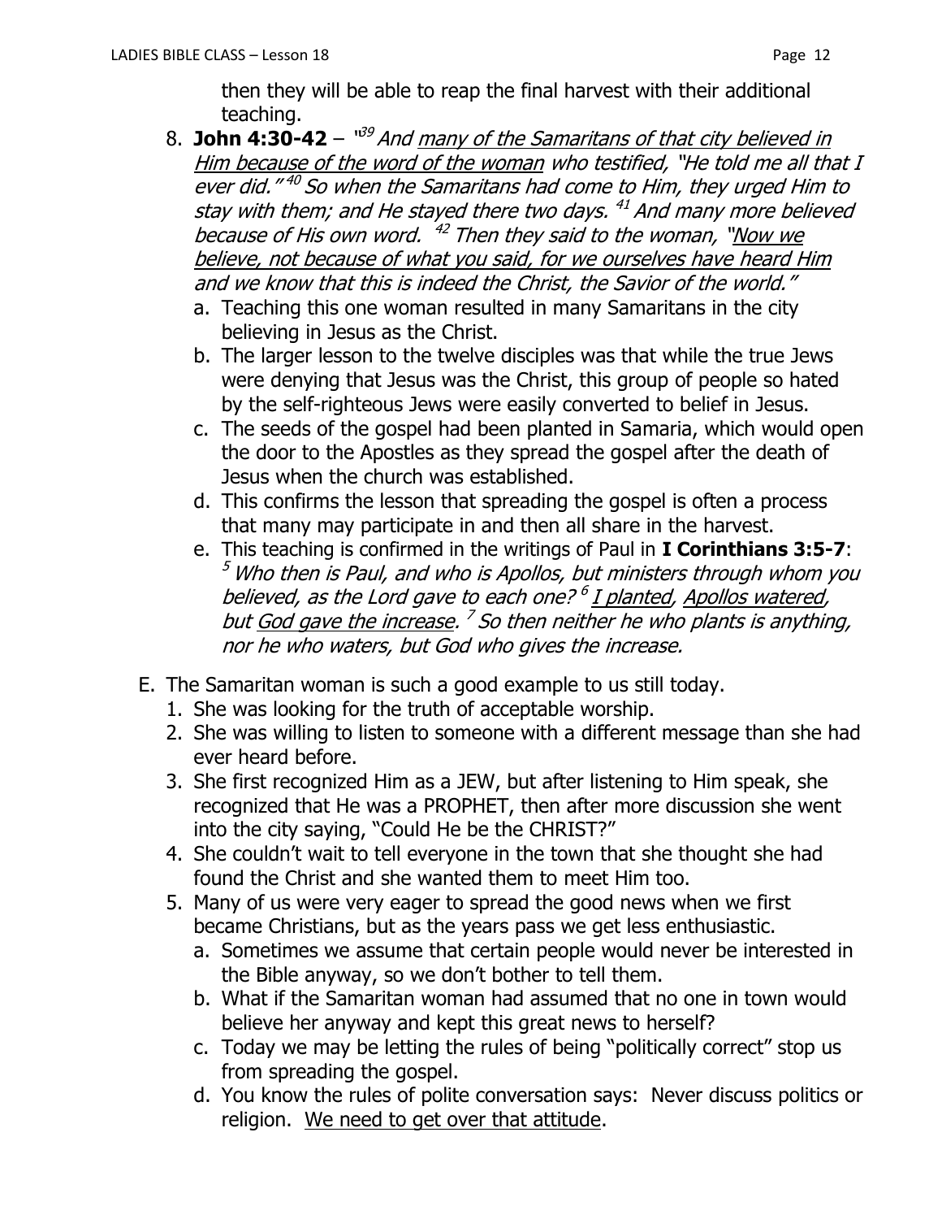then they will be able to reap the final harvest with their additional teaching.

8. **John 4:30-42** – "[39] *And* <u>*many of the Samaritans of that city believed in Him because of the word of the woman*</u> *who testified, "He told me all that I ever did."* [40] *So when the Samaritans had come to Him, they urged Him to stay with them; and He stayed there two days.* [41] *And many more believed because of His own word.* [42] *Then they said to the woman, "*<u>*Now we believe, not because of what you said, for we ourselves have heard Him*</u> *and we know that this is indeed the Christ, the Savior of the world."*
   a. Teaching this one woman resulted in many Samaritans in the city believing in Jesus as the Christ.
   b. The larger lesson to the twelve disciples was that while the true Jews were denying that Jesus was the Christ, this group of people so hated by the self-righteous Jews were easily converted to belief in Jesus.
   c. The seeds of the gospel had been planted in Samaria, which would open the door to the Apostles as they spread the gospel after the death of Jesus when the church was established.
   d. This confirms the lesson that spreading the gospel is often a process that many may participate in and then all share in the harvest.
   e. This teaching is confirmed in the writings of Paul in **I Corinthians 3:5-7**: [5] *Who then is Paul, and who is Apollos, but ministers through whom you believed, as the Lord gave to each one?* [6] <u>*I planted*</u>, <u>*Apollos watered*</u>, *but* <u>*God gave the increase*</u>. [7] *So then neither he who plants is anything, nor he who waters, but God who gives the increase.*

E. The Samaritan woman is such a good example to us still today.
   1. She was looking for the truth of acceptable worship.
   2. She was willing to listen to someone with a different message than she had ever heard before.
   3. She first recognized Him as a JEW, but after listening to Him speak, she recognized that He was a PROPHET, then after more discussion she went into the city saying, "Could He be the CHRIST?"
   4. She couldn't wait to tell everyone in the town that she thought she had found the Christ and she wanted them to meet Him too.
   5. Many of us were very eager to spread the good news when we first became Christians, but as the years pass we get less enthusiastic.
      a. Sometimes we assume that certain people would never be interested in the Bible anyway, so we don't bother to tell them.
      b. What if the Samaritan woman had assumed that no one in town would believe her anyway and kept this great news to herself?
      c. Today we may be letting the rules of being "politically correct" stop us from spreading the gospel.
      d. You know the rules of polite conversation says: Never discuss politics or religion. <u>We need to get over that attitude</u>.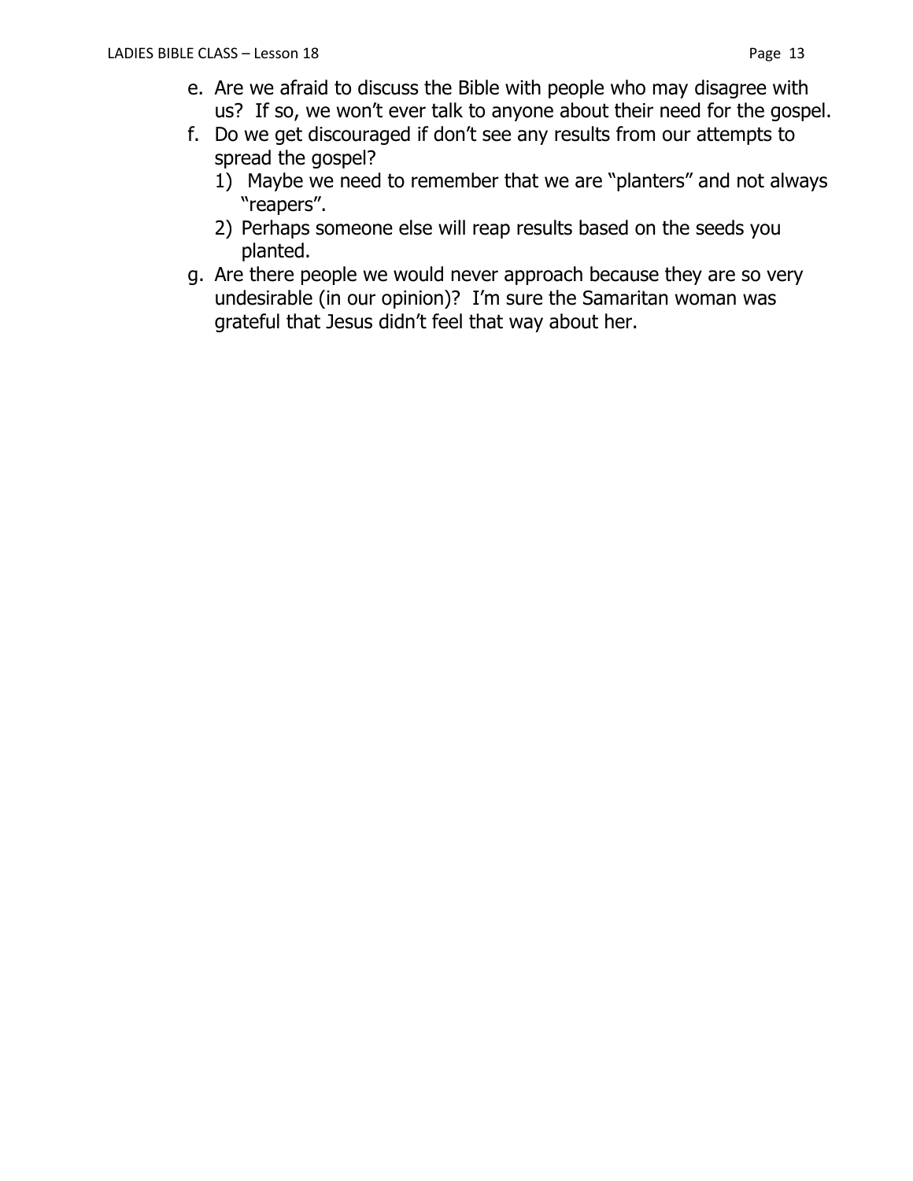e. Are we afraid to discuss the Bible with people who may disagree with us? If so, we won't ever talk to anyone about their need for the gospel.
f. Do we get discouraged if don't see any results from our attempts to spread the gospel?
    1) Maybe we need to remember that we are "planters" and not always "reapers".
    2) Perhaps someone else will reap results based on the seeds you planted.
g. Are there people we would never approach because they are so very undesirable (in our opinion)? I'm sure the Samaritan woman was grateful that Jesus didn't feel that way about her.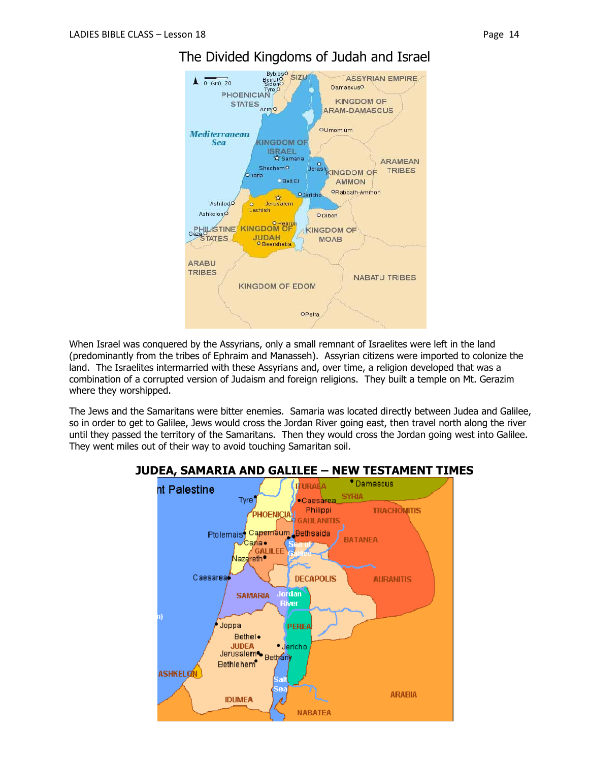## The Divided Kingdoms of Judah and Israel

When Israel was conquered by the Assyrians, only a small remnant of Israelites were left in the land (predominantly from the tribes of Ephraim and Manasseh). Assyrian citizens were imported to colonize the land. The Israelites intermarried with these Assyrians and, over time, a religion developed that was a combination of a corrupted version of Judaism and foreign religions. They built a temple on Mt. Gerazim where they worshipped.

The Jews and the Samaritans were bitter enemies. Samaria was located directly between Judea and Galilee, so in order to get to Galilee, Jews would cross the Jordan River going east, then travel north along the river until they passed the territory of the Samaritans. Then they would cross the Jordan going west into Galilee. They went miles out of their way to avoid touching Samaritan soil.

**JUDEA, SAMARIA AND GALILEE – NEW TESTAMENT TIMES**